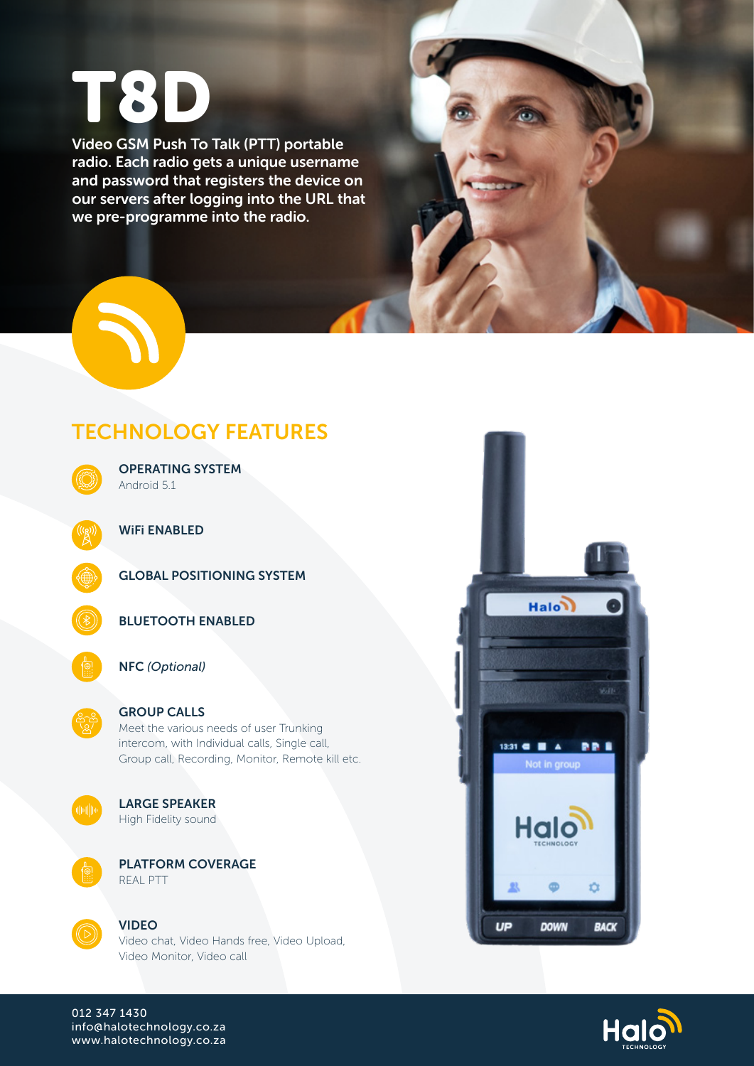# T8D

Video GSM Push To Talk (PTT) portable radio. Each radio gets a unique username and password that registers the device on our servers after logging into the URL that we pre-programme into the radio.

## TECHNOLOGY FEATURES

**OPERATING SYSTEM**
Android 5.1

**WiFi ENABLED**

**GLOBAL POSITIONING SYSTEM**

**BLUETOOTH ENABLED**

**NFC** *(Optional)*

**GROUP CALLS**
Meet the various needs of user Trunking intercom, with Individual calls, Single call, Group call, Recording, Monitor, Remote kill etc.

**LARGE SPEAKER**
High Fidelity sound

**PLATFORM COVERAGE**
REAL PTT

**VIDEO**
Video chat, Video Hands free, Video Upload, Video Monitor, Video call

012 347 1430
info@halotechnology.co.za
www.halotechnology.co.za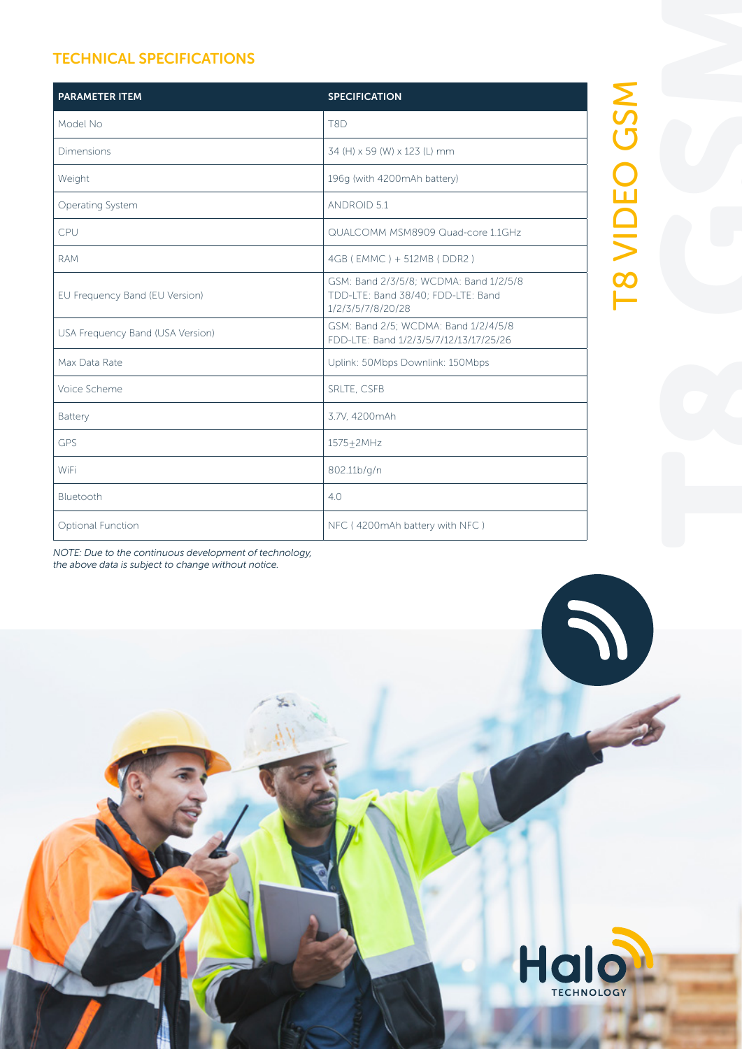## TECHNICAL SPECIFICATIONS

| PARAMETER ITEM | SPECIFICATION |
| --- | --- |
| Model No | T8D |
| Dimensions | 34 (H) x 59 (W) x 123 (L) mm |
| Weight | 196g (with 4200mAh battery) |
| Operating System | ANDROID 5.1 |
| CPU | QUALCOMM MSM8909 Quad-core 1.1GHz |
| RAM | 4GB ( EMMC ) + 512MB ( DDR2 ) |
| EU Frequency Band (EU Version) | GSM: Band 2/3/5/8; WCDMA: Band 1/2/5/8 TDD-LTE: Band 38/40; FDD-LTE: Band 1/2/3/5/7/8/20/28 |
| USA Frequency Band (USA Version) | GSM: Band 2/5; WCDMA: Band 1/2/4/5/8 FDD-LTE: Band 1/2/3/5/7/12/13/17/25/26 |
| Max Data Rate | Uplink: 50Mbps Downlink: 150Mbps |
| Voice Scheme | SRLTE, CSFB |
| Battery | 3.7V, 4200mAh |
| GPS | 1575±2MHz |
| WiFi | 802.11b/g/n |
| Bluetooth | 4.0 |
| Optional Function | NFC ( 4200mAh battery with NFC ) |

*NOTE: Due to the continuous development of technology, the above data is subject to change without notice.*

T8 VIDEO GSM

Halo TECHNOLOGY